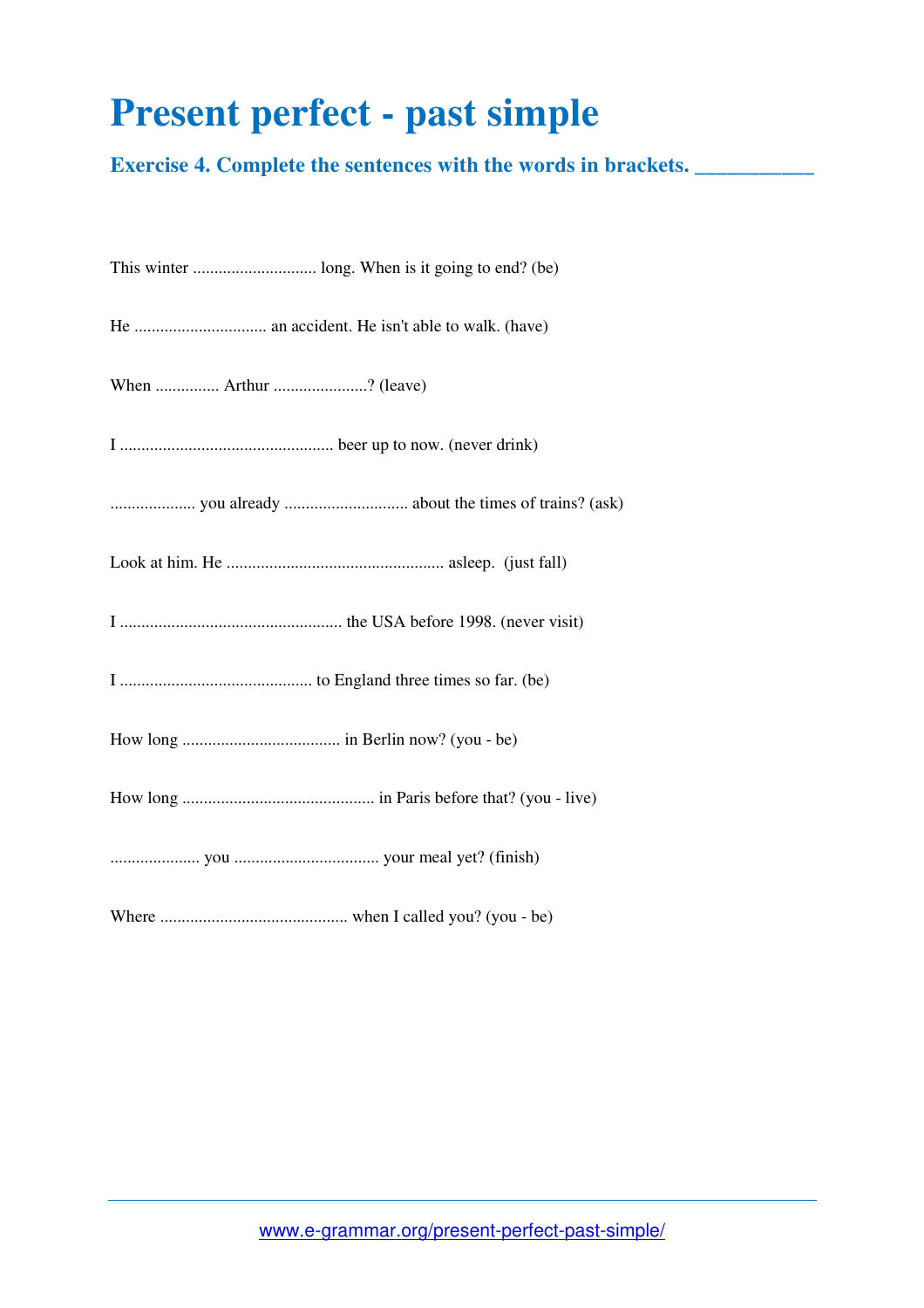# Present perfect - past simple

## Exercise 4. Complete the sentences with the words in brackets. ___________

This winter ............................ long. When is it going to end? (be)

He .............................. an accident. He isn't able to walk. (have)

When .............. Arthur .....................? (leave)

I ................................................. beer up to now. (never drink)

.................... you already ............................ about the times of trains? (ask)

Look at him. He .................................................. asleep. (just fall)

I ................................................... the USA before 1998. (never visit)

I ............................................ to England three times so far. (be)

How long .................................... in Berlin now? (you - be)

How long ............................................ in Paris before that? (you - live)

.................... you ................................. your meal yet? (finish)

Where ........................................... when I called you? (you - be)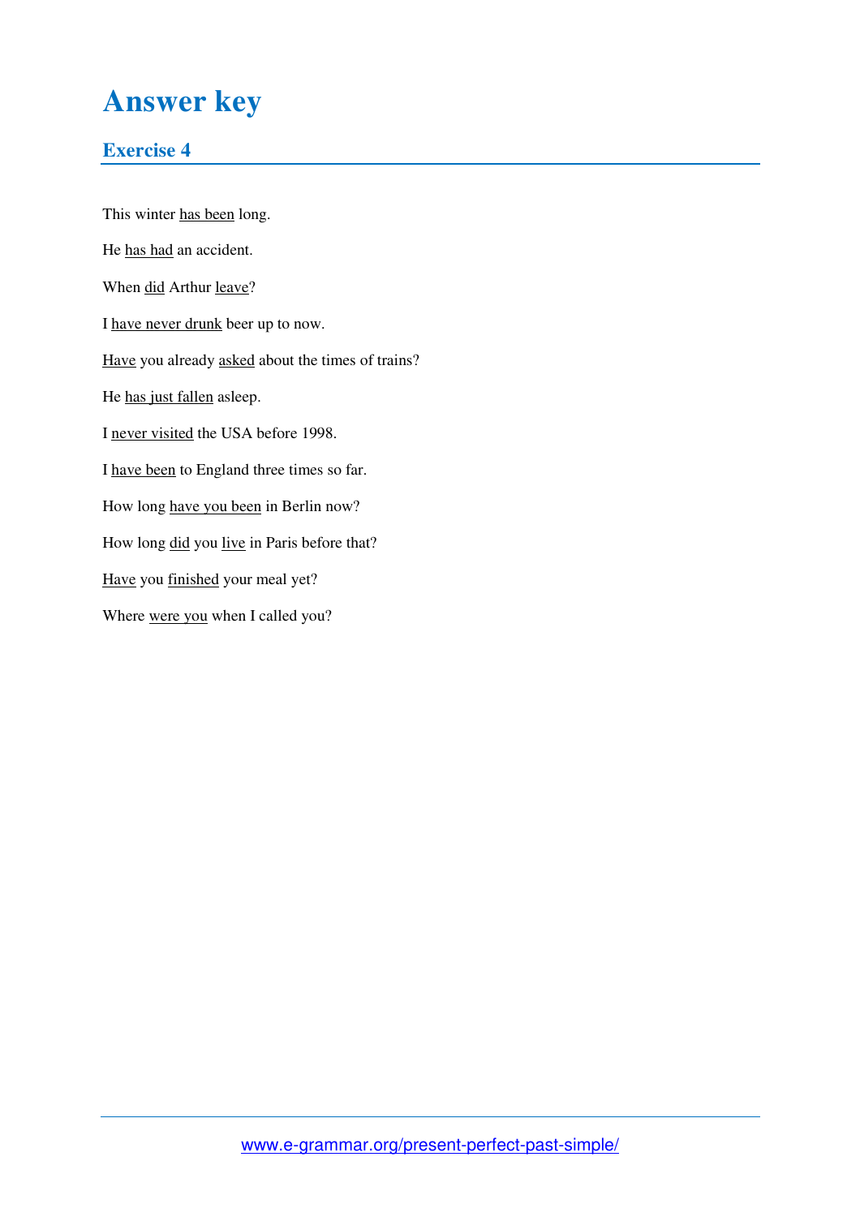# Answer key

## Exercise 4

This winter has been long.

He has had an accident.

When did Arthur leave?

I have never drunk beer up to now.

Have you already asked about the times of trains?

He has just fallen asleep.

I never visited the USA before 1998.

I have been to England three times so far.

How long have you been in Berlin now?

How long did you live in Paris before that?

Have you finished your meal yet?

Where were you when I called you?

www.e-grammar.org/present-perfect-past-simple/